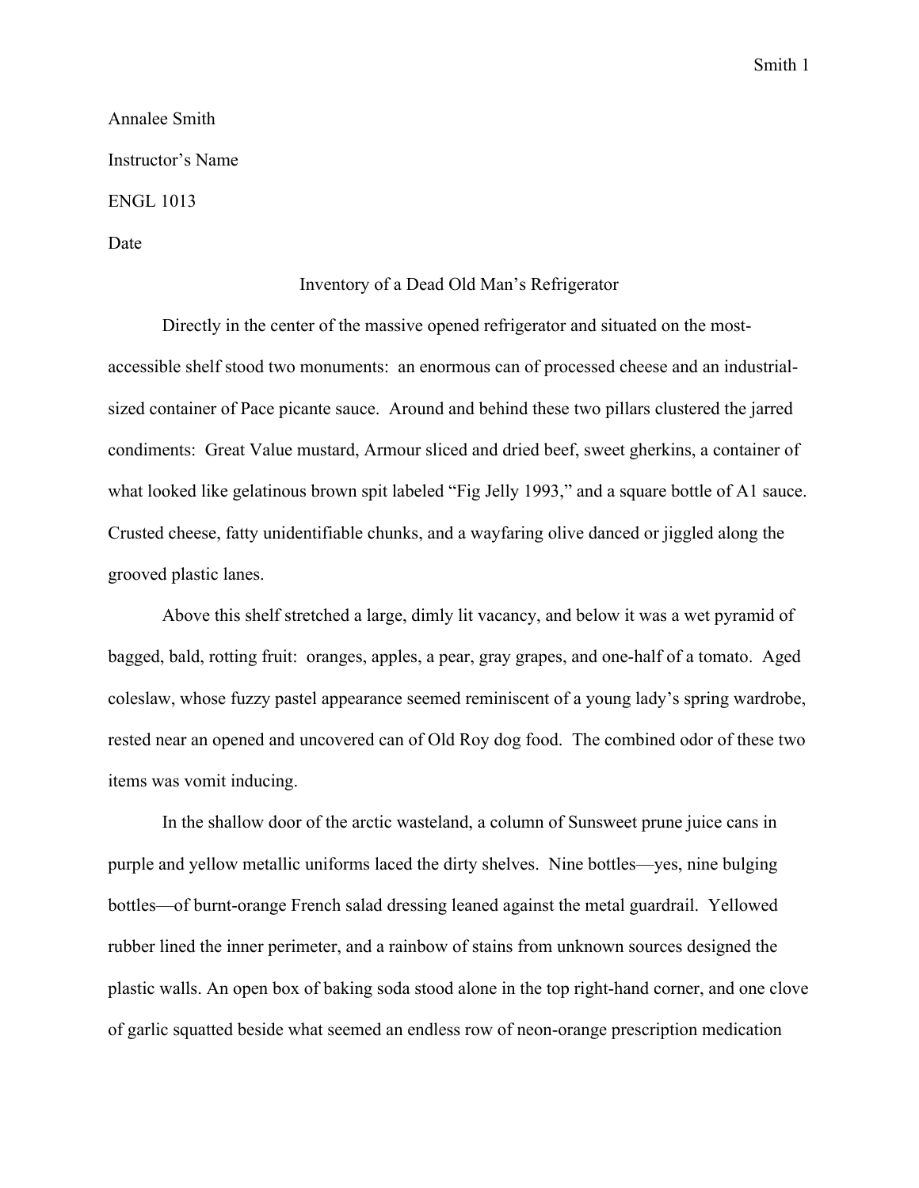Annalee Smith

Instructor's Name

ENGL 1013

Date

# Inventory of a Dead Old Man's Refrigerator

Directly in the center of the massive opened refrigerator and situated on the most-accessible shelf stood two monuments: an enormous can of processed cheese and an industrial-sized container of Pace picante sauce. Around and behind these two pillars clustered the jarred condiments: Great Value mustard, Armour sliced and dried beef, sweet gherkins, a container of what looked like gelatinous brown spit labeled "Fig Jelly 1993," and a square bottle of A1 sauce. Crusted cheese, fatty unidentifiable chunks, and a wayfaring olive danced or jiggled along the grooved plastic lanes.

Above this shelf stretched a large, dimly lit vacancy, and below it was a wet pyramid of bagged, bald, rotting fruit: oranges, apples, a pear, gray grapes, and one-half of a tomato. Aged coleslaw, whose fuzzy pastel appearance seemed reminiscent of a young lady's spring wardrobe, rested near an opened and uncovered can of Old Roy dog food. The combined odor of these two items was vomit inducing.

In the shallow door of the arctic wasteland, a column of Sunsweet prune juice cans in purple and yellow metallic uniforms laced the dirty shelves. Nine bottles—yes, nine bulging bottles—of burnt-orange French salad dressing leaned against the metal guardrail. Yellowed rubber lined the inner perimeter, and a rainbow of stains from unknown sources designed the plastic walls. An open box of baking soda stood alone in the top right-hand corner, and one clove of garlic squatted beside what seemed an endless row of neon-orange prescription medication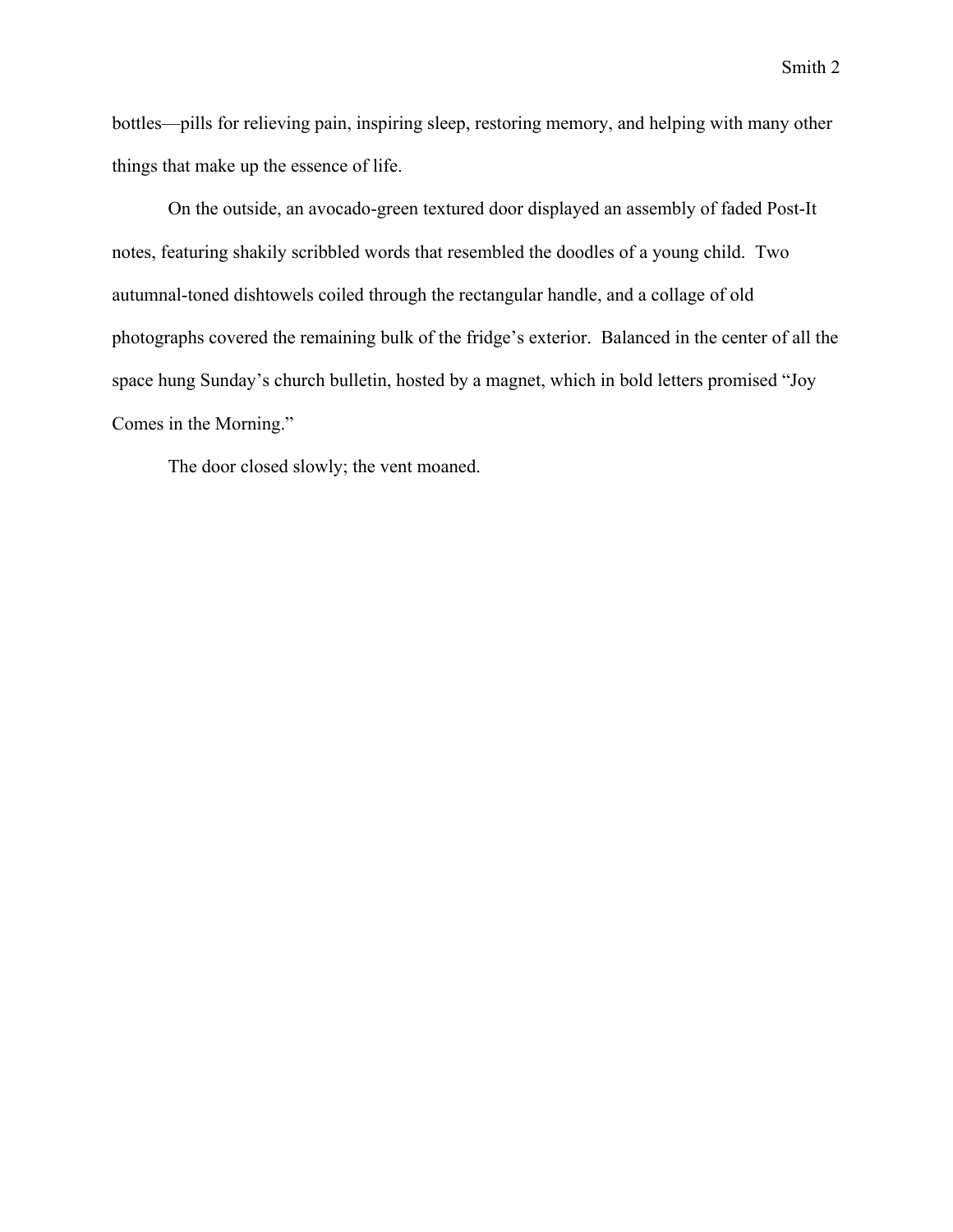bottles—pills for relieving pain, inspiring sleep, restoring memory, and helping with many other things that make up the essence of life.

On the outside, an avocado-green textured door displayed an assembly of faded Post-It notes, featuring shakily scribbled words that resembled the doodles of a young child. Two autumnal-toned dishtowels coiled through the rectangular handle, and a collage of old photographs covered the remaining bulk of the fridge's exterior. Balanced in the center of all the space hung Sunday's church bulletin, hosted by a magnet, which in bold letters promised "Joy Comes in the Morning."

The door closed slowly; the vent moaned.